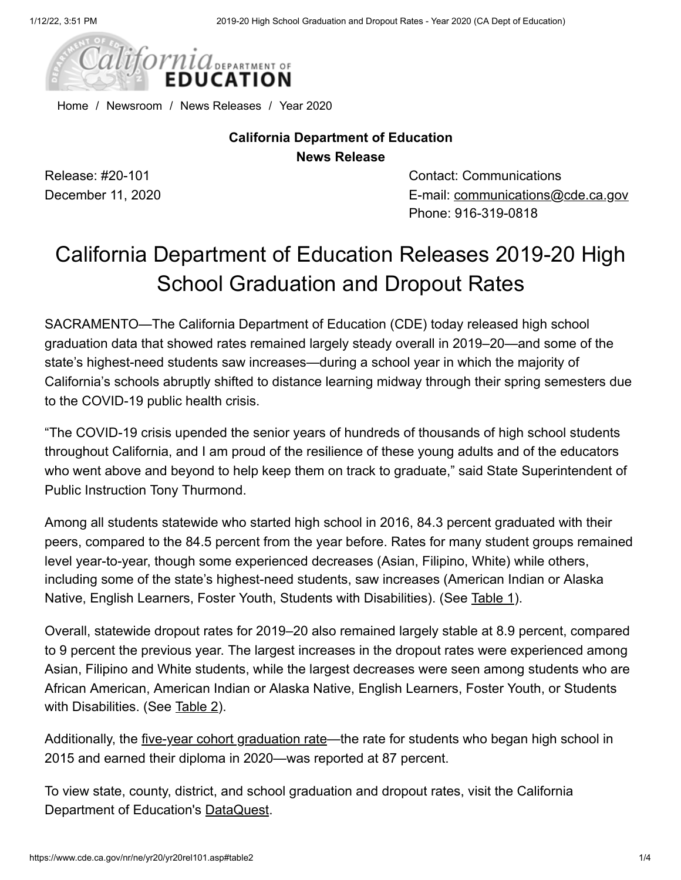Home / Newsroom / News Releases / Year 2020

**California Department of Education**
**News Release**

Release: #20-101
December 11, 2020

Contact: Communications
E-mail: communications@cde.ca.gov
Phone: 916-319-0818

# California Department of Education Releases 2019-20 High School Graduation and Dropout Rates

SACRAMENTO—The California Department of Education (CDE) today released high school graduation data that showed rates remained largely steady overall in 2019–20—and some of the state's highest-need students saw increases—during a school year in which the majority of California's schools abruptly shifted to distance learning midway through their spring semesters due to the COVID-19 public health crisis.

"The COVID-19 crisis upended the senior years of hundreds of thousands of high school students throughout California, and I am proud of the resilience of these young adults and of the educators who went above and beyond to help keep them on track to graduate," said State Superintendent of Public Instruction Tony Thurmond.

Among all students statewide who started high school in 2016, 84.3 percent graduated with their peers, compared to the 84.5 percent from the year before. Rates for many student groups remained level year-to-year, though some experienced decreases (Asian, Filipino, White) while others, including some of the state's highest-need students, saw increases (American Indian or Alaska Native, English Learners, Foster Youth, Students with Disabilities). (See Table 1).

Overall, statewide dropout rates for 2019–20 also remained largely stable at 8.9 percent, compared to 9 percent the previous year. The largest increases in the dropout rates were experienced among Asian, Filipino and White students, while the largest decreases were seen among students who are African American, American Indian or Alaska Native, English Learners, Foster Youth, or Students with Disabilities. (See Table 2).

Additionally, the five-year cohort graduation rate—the rate for students who began high school in 2015 and earned their diploma in 2020—was reported at 87 percent.

To view state, county, district, and school graduation and dropout rates, visit the California Department of Education's DataQuest.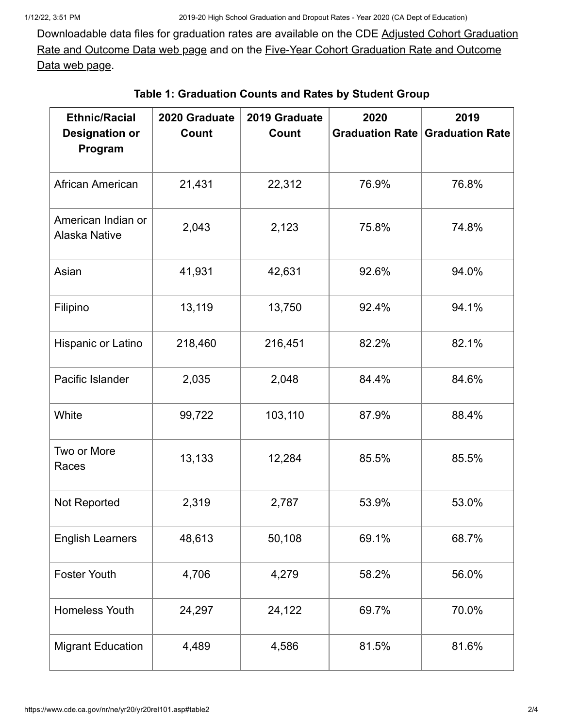Downloadable data files for graduation rates are available on the CDE Adjusted Cohort Graduation Rate and Outcome Data web page and on the Five-Year Cohort Graduation Rate and Outcome Data web page.

**Table 1: Graduation Counts and Rates by Student Group**

| Ethnic/Racial Designation or Program | 2020 Graduate Count | 2019 Graduate Count | 2020 Graduation Rate | 2019 Graduation Rate |
|---|---|---|---|---|
| African American | 21,431 | 22,312 | 76.9% | 76.8% |
| American Indian or Alaska Native | 2,043 | 2,123 | 75.8% | 74.8% |
| Asian | 41,931 | 42,631 | 92.6% | 94.0% |
| Filipino | 13,119 | 13,750 | 92.4% | 94.1% |
| Hispanic or Latino | 218,460 | 216,451 | 82.2% | 82.1% |
| Pacific Islander | 2,035 | 2,048 | 84.4% | 84.6% |
| White | 99,722 | 103,110 | 87.9% | 88.4% |
| Two or More Races | 13,133 | 12,284 | 85.5% | 85.5% |
| Not Reported | 2,319 | 2,787 | 53.9% | 53.0% |
| English Learners | 48,613 | 50,108 | 69.1% | 68.7% |
| Foster Youth | 4,706 | 4,279 | 58.2% | 56.0% |
| Homeless Youth | 24,297 | 24,122 | 69.7% | 70.0% |
| Migrant Education | 4,489 | 4,586 | 81.5% | 81.6% |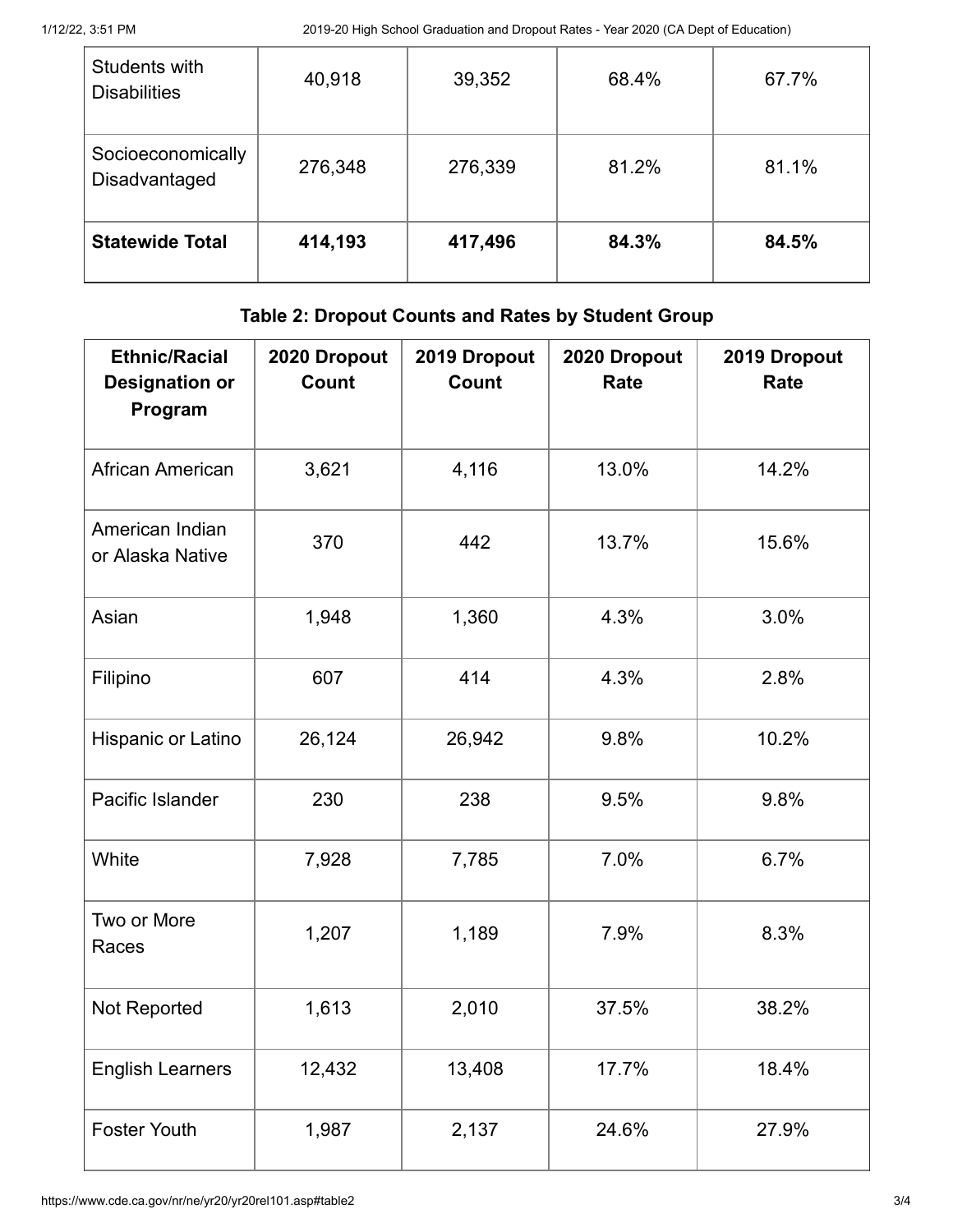| Students with Disabilities | 40,918 | 39,352 | 68.4% | 67.7% |
|---|---|---|---|---|
| Socioeconomically Disadvantaged | 276,348 | 276,339 | 81.2% | 81.1% |
| **Statewide Total** | **414,193** | **417,496** | **84.3%** | **84.5%** |

### Table 2: Dropout Counts and Rates by Student Group

| Ethnic/Racial Designation or Program | 2020 Dropout Count | 2019 Dropout Count | 2020 Dropout Rate | 2019 Dropout Rate |
|---|---|---|---|---|
| African American | 3,621 | 4,116 | 13.0% | 14.2% |
| American Indian or Alaska Native | 370 | 442 | 13.7% | 15.6% |
| Asian | 1,948 | 1,360 | 4.3% | 3.0% |
| Filipino | 607 | 414 | 4.3% | 2.8% |
| Hispanic or Latino | 26,124 | 26,942 | 9.8% | 10.2% |
| Pacific Islander | 230 | 238 | 9.5% | 9.8% |
| White | 7,928 | 7,785 | 7.0% | 6.7% |
| Two or More Races | 1,207 | 1,189 | 7.9% | 8.3% |
| Not Reported | 1,613 | 2,010 | 37.5% | 38.2% |
| English Learners | 12,432 | 13,408 | 17.7% | 18.4% |
| Foster Youth | 1,987 | 2,137 | 24.6% | 27.9% |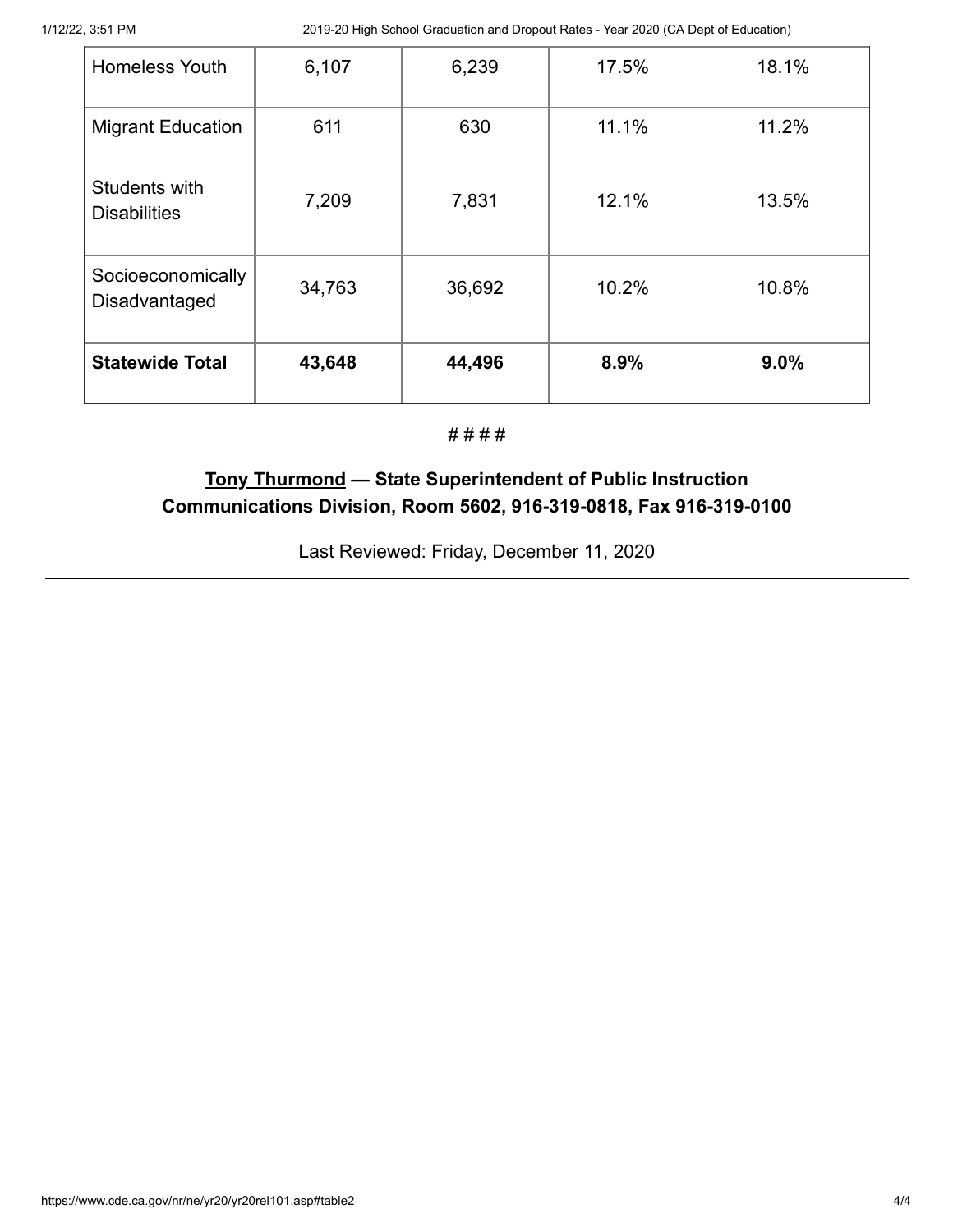| | | | | |
|---|---|---|---|---|
| Homeless Youth | 6,107 | 6,239 | 17.5% | 18.1% |
| Migrant Education | 611 | 630 | 11.1% | 11.2% |
| Students with Disabilities | 7,209 | 7,831 | 12.1% | 13.5% |
| Socioeconomically Disadvantaged | 34,763 | 36,692 | 10.2% | 10.8% |
| **Statewide Total** | **43,648** | **44,496** | **8.9%** | **9.0%** |

# # # #

**Tony Thurmond — State Superintendent of Public Instruction**
**Communications Division, Room 5602, 916-319-0818, Fax 916-319-0100**

Last Reviewed: Friday, December 11, 2020